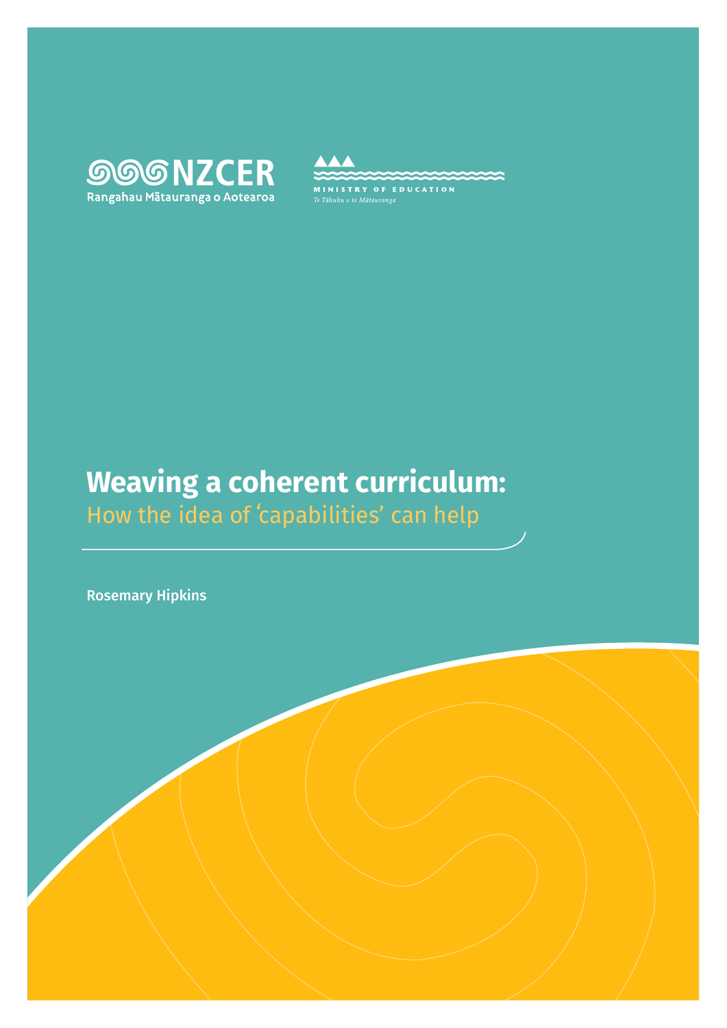NZCER
Rangahau Mātauranga o Aotearoa

MINISTRY OF EDUCATION
*Te Tāhuhu o te Mātauranga*

# Weaving a coherent curriculum:

## How the idea of 'capabilities' can help

Rosemary Hipkins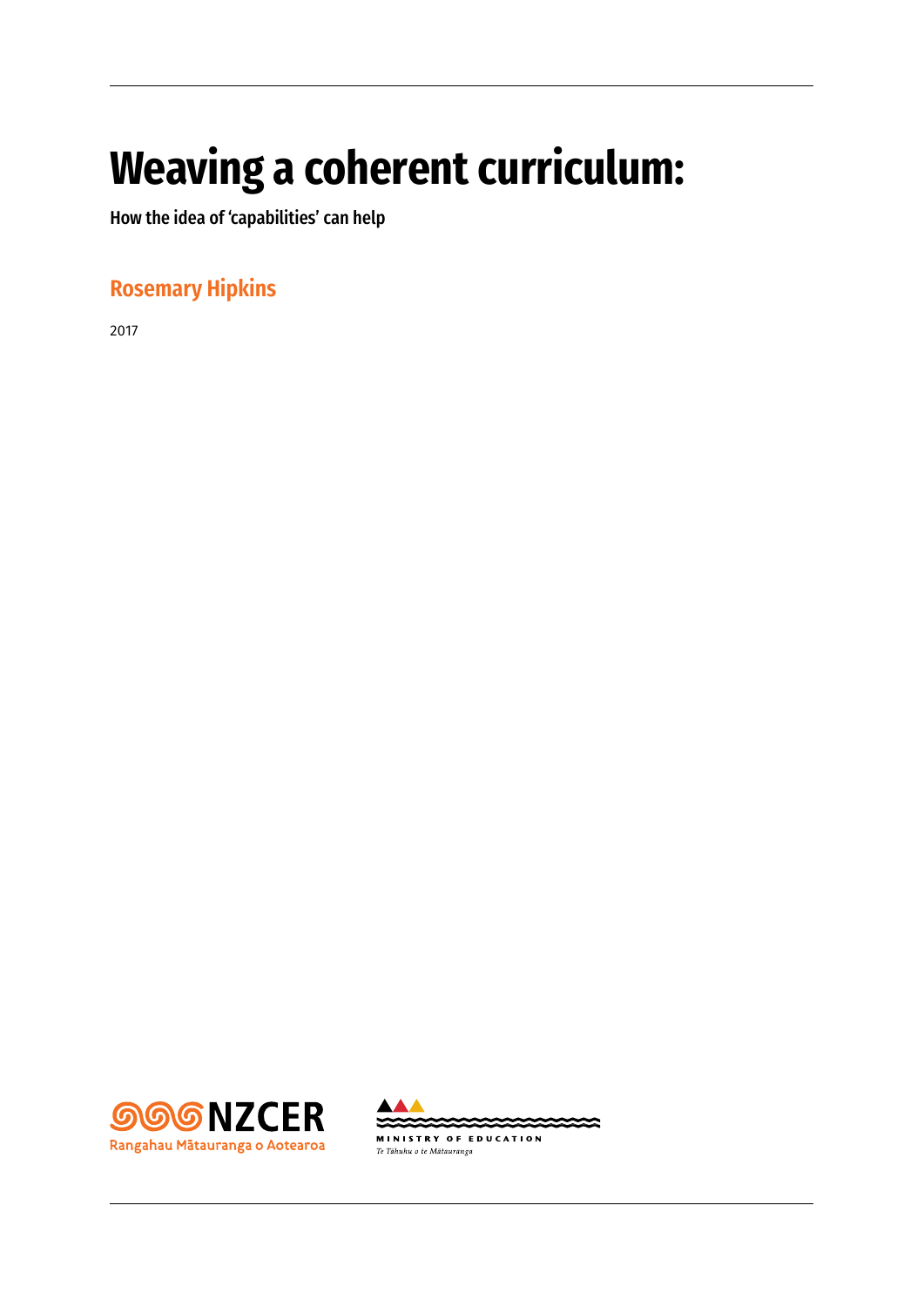# Weaving a coherent curriculum:

**How the idea of 'capabilities' can help**

**Rosemary Hipkins**

2017

NZCER
Rangahau Mātauranga o Aotearoa

MINISTRY OF EDUCATION
*Te Tāhuhu o te Mātauranga*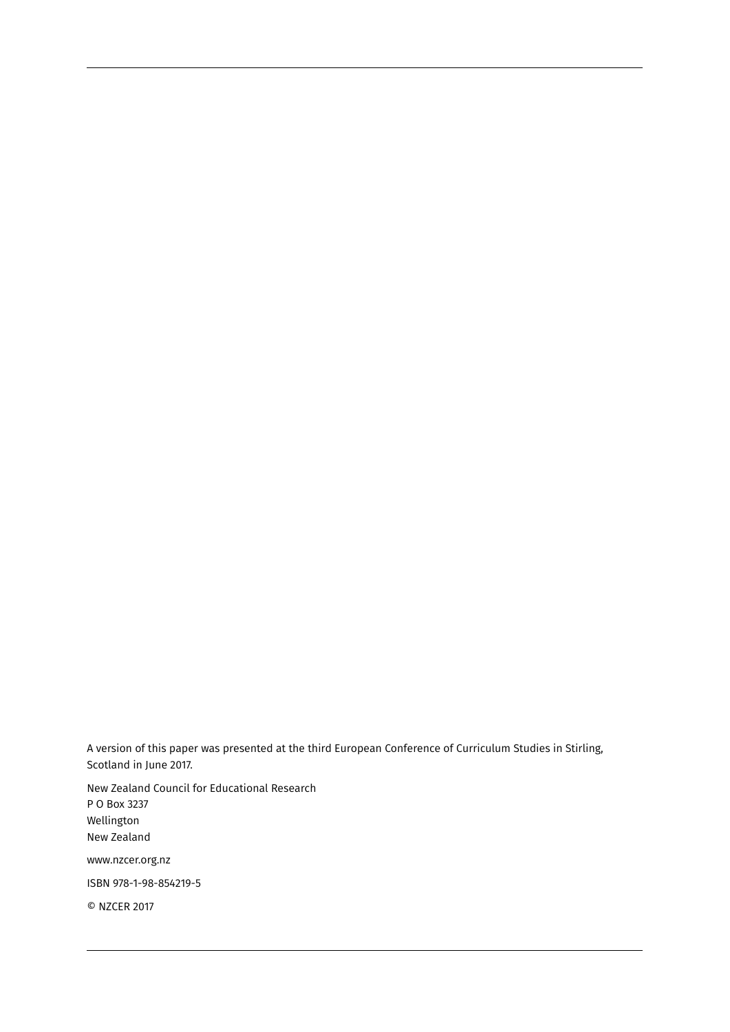A version of this paper was presented at the third European Conference of Curriculum Studies in Stirling, Scotland in June 2017.

New Zealand Council for Educational Research
P O Box 3237
Wellington
New Zealand

www.nzcer.org.nz

ISBN 978-1-98-854219-5

© NZCER 2017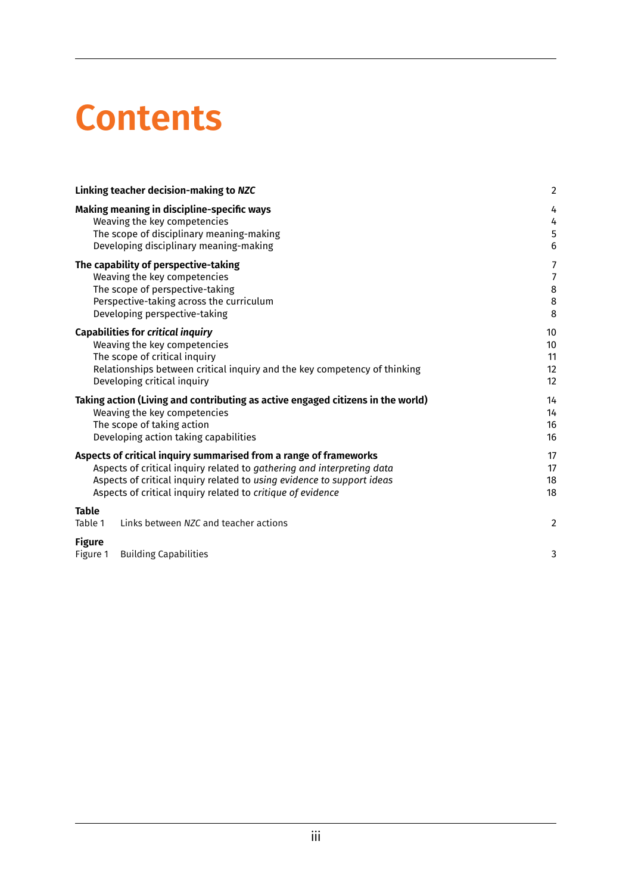# Contents

| | |
|---|---|
| **Linking teacher decision-making to *NZC*** | 2 |
| **Making meaning in discipline-specific ways** | 4 |
| Weaving the key competencies | 4 |
| The scope of disciplinary meaning-making | 5 |
| Developing disciplinary meaning-making | 6 |
| **The capability of perspective-taking** | 7 |
| Weaving the key competencies | 7 |
| The scope of perspective-taking | 8 |
| Perspective-taking across the curriculum | 8 |
| Developing perspective-taking | 8 |
| **Capabilities for *critical inquiry*** | 10 |
| Weaving the key competencies | 10 |
| The scope of critical inquiry | 11 |
| Relationships between critical inquiry and the key competency of thinking | 12 |
| Developing critical inquiry | 12 |
| **Taking action (Living and contributing as active engaged citizens in the world)** | 14 |
| Weaving the key competencies | 14 |
| The scope of taking action | 16 |
| Developing action taking capabilities | 16 |
| **Aspects of critical inquiry summarised from a range of frameworks** | 17 |
| Aspects of critical inquiry related to *gathering and interpreting data* | 17 |
| Aspects of critical inquiry related to *using evidence to support ideas* | 18 |
| Aspects of critical inquiry related to *critique of evidence* | 18 |
| **Table** | |
| Table 1 Links between *NZC* and teacher actions | 2 |
| **Figure** | |
| Figure 1 Building Capabilities | 3 |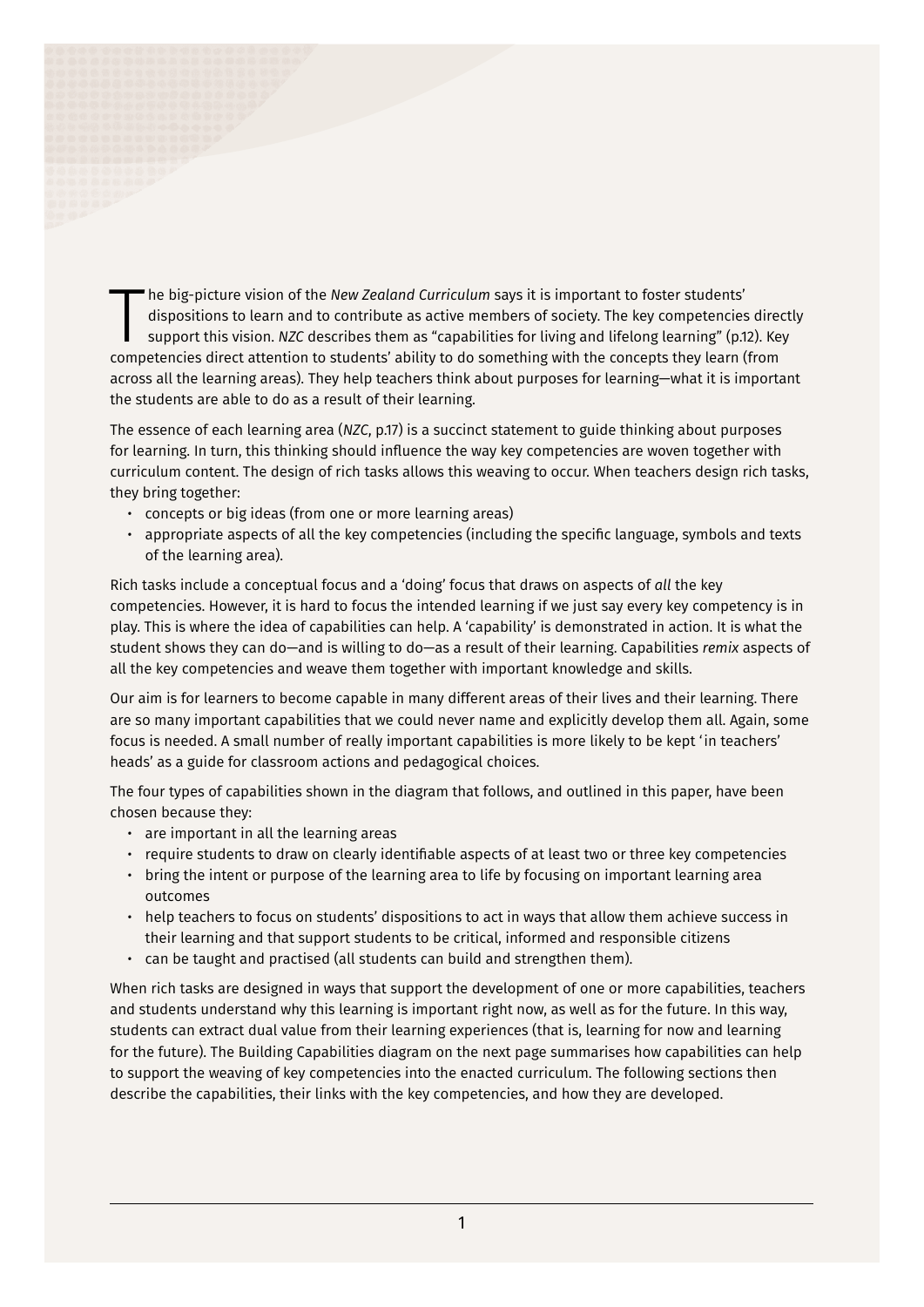The big-picture vision of the *New Zealand Curriculum* says it is important to foster students' dispositions to learn and to contribute as active members of society. The key competencies directly support this vision. *NZC* describes them as "capabilities for living and lifelong learning" (p.12). Key competencies direct attention to students' ability to do something with the concepts they learn (from across all the learning areas). They help teachers think about purposes for learning—what it is important the students are able to do as a result of their learning.

The essence of each learning area (*NZC*, p.17) is a succinct statement to guide thinking about purposes for learning. In turn, this thinking should influence the way key competencies are woven together with curriculum content. The design of rich tasks allows this weaving to occur. When teachers design rich tasks, they bring together:

- concepts or big ideas (from one or more learning areas)
- appropriate aspects of all the key competencies (including the specific language, symbols and texts of the learning area).

Rich tasks include a conceptual focus and a 'doing' focus that draws on aspects of *all* the key competencies. However, it is hard to focus the intended learning if we just say every key competency is in play. This is where the idea of capabilities can help. A 'capability' is demonstrated in action. It is what the student shows they can do—and is willing to do—as a result of their learning. Capabilities *remix* aspects of all the key competencies and weave them together with important knowledge and skills.

Our aim is for learners to become capable in many different areas of their lives and their learning. There are so many important capabilities that we could never name and explicitly develop them all. Again, some focus is needed. A small number of really important capabilities is more likely to be kept 'in teachers' heads' as a guide for classroom actions and pedagogical choices.

The four types of capabilities shown in the diagram that follows, and outlined in this paper, have been chosen because they:

- are important in all the learning areas
- require students to draw on clearly identifiable aspects of at least two or three key competencies
- bring the intent or purpose of the learning area to life by focusing on important learning area outcomes
- help teachers to focus on students' dispositions to act in ways that allow them achieve success in their learning and that support students to be critical, informed and responsible citizens
- can be taught and practised (all students can build and strengthen them).

When rich tasks are designed in ways that support the development of one or more capabilities, teachers and students understand why this learning is important right now, as well as for the future. In this way, students can extract dual value from their learning experiences (that is, learning for now and learning for the future). The Building Capabilities diagram on the next page summarises how capabilities can help to support the weaving of key competencies into the enacted curriculum. The following sections then describe the capabilities, their links with the key competencies, and how they are developed.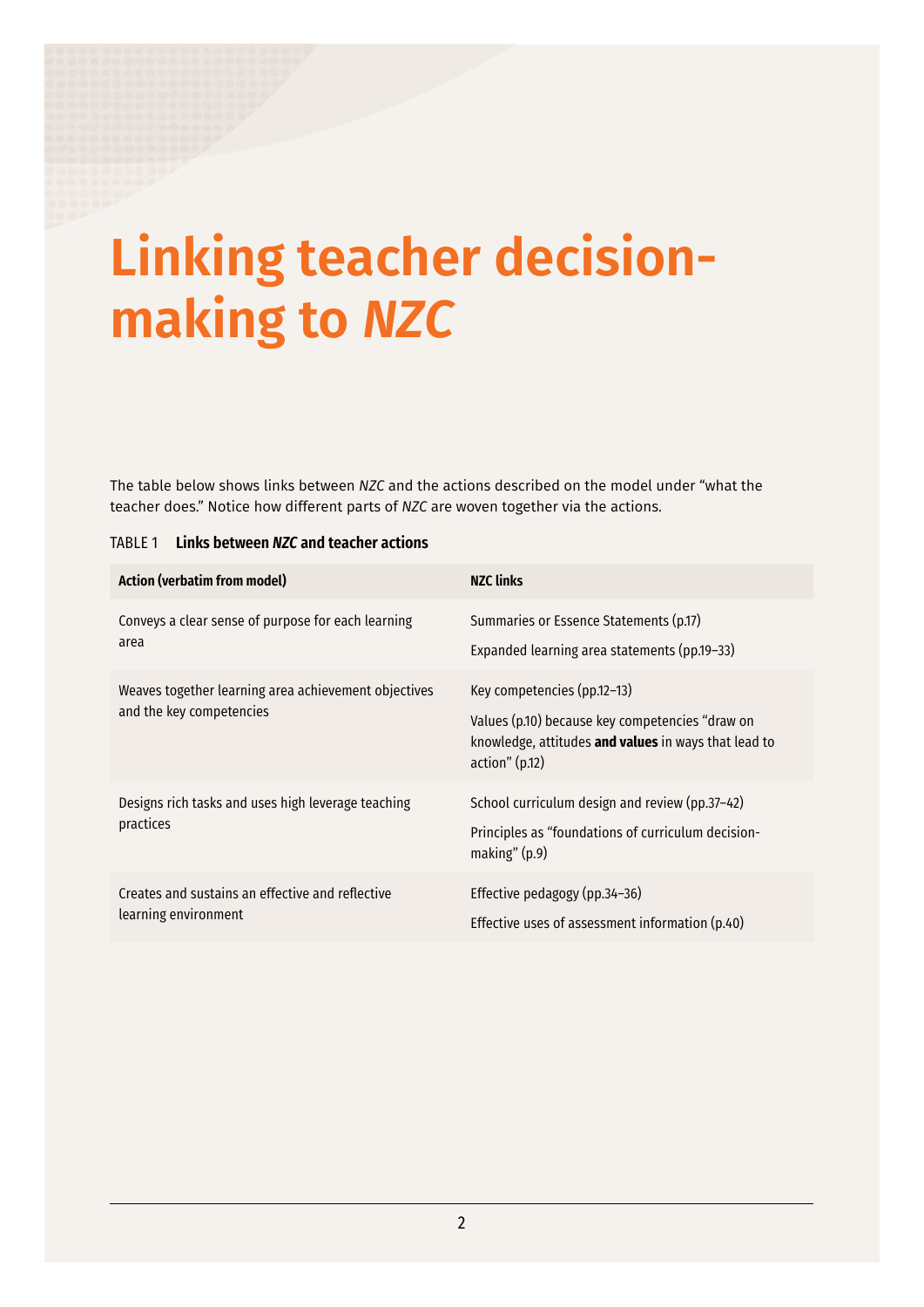# Linking teacher decision-making to *NZC*

The table below shows links between *NZC* and the actions described on the model under “what the teacher does.” Notice how different parts of *NZC* are woven together via the actions.

TABLE 1 **Links between *NZC* and teacher actions**

| Action (verbatim from model) | NZC links |
|---|---|
| Conveys a clear sense of purpose for each learning area | Summaries or Essence Statements (p.17)<br>Expanded learning area statements (pp.19–33) |
| Weaves together learning area achievement objectives and the key competencies | Key competencies (pp.12–13)<br>Values (p.10) because key competencies “draw on knowledge, attitudes **and values** in ways that lead to action” (p.12) |
| Designs rich tasks and uses high leverage teaching practices | School curriculum design and review (pp.37–42)<br>Principles as “foundations of curriculum decision-making” (p.9) |
| Creates and sustains an effective and reflective learning environment | Effective pedagogy (pp.34–36)<br>Effective uses of assessment information (p.40) |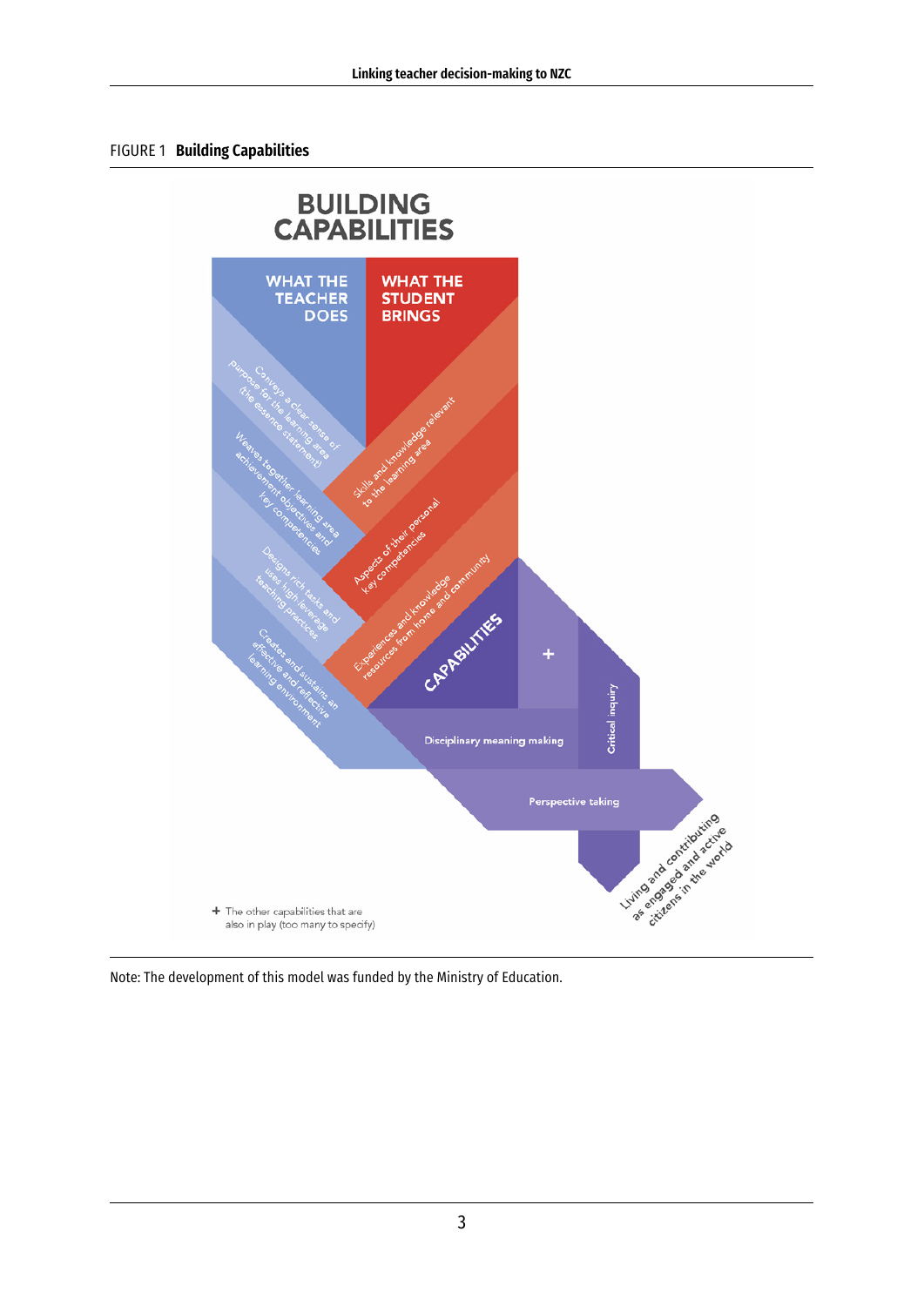FIGURE 1 **Building Capabilities**

BUILDING CAPABILITIES

WHAT THE TEACHER DOES

- Conveys a clear sense of purpose for the learning area (the essence statement)
- Weaves together learning area achievement objectives and key competencies
- Designs rich tasks and uses high-leverage teaching practices
- Creates and sustains an effective and reflective learning environment

WHAT THE STUDENT BRINGS

- Skills and knowledge relevant to the learning area
- Aspects of their personal key competencies
- Experiences and knowledge resources from home and community

CAPABILITIES

- Disciplinary meaning making
- Critical inquiry
- Perspective taking
- \+

Living and contributing as engaged and active citizens in the world

\+ The other capabilities that are also in play (too many to specify)

Note: The development of this model was funded by the Ministry of Education.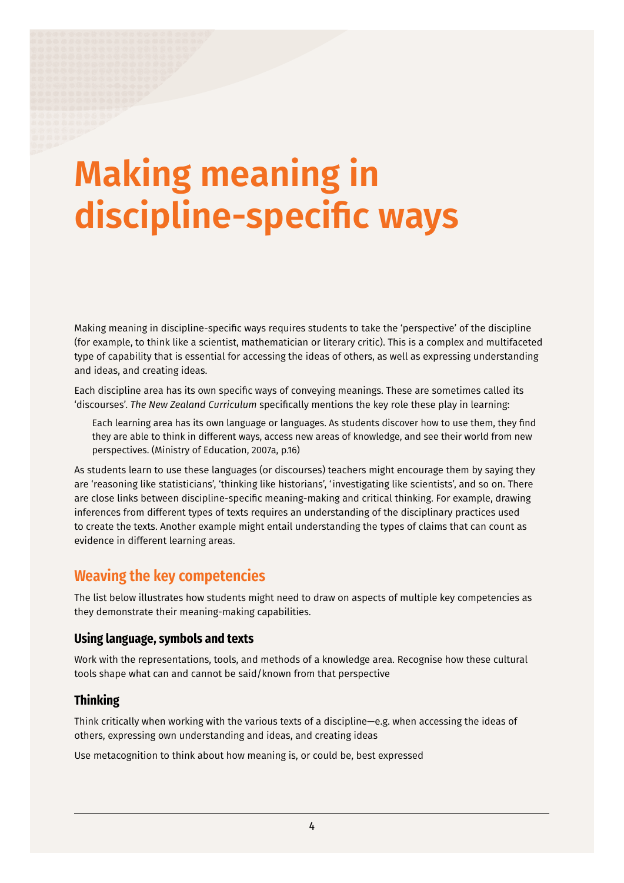# Making meaning in discipline-specific ways

Making meaning in discipline-specific ways requires students to take the 'perspective' of the discipline (for example, to think like a scientist, mathematician or literary critic). This is a complex and multifaceted type of capability that is essential for accessing the ideas of others, as well as expressing understanding and ideas, and creating ideas.

Each discipline area has its own specific ways of conveying meanings. These are sometimes called its 'discourses'. *The New Zealand Curriculum* specifically mentions the key role these play in learning:

> Each learning area has its own language or languages. As students discover how to use them, they find they are able to think in different ways, access new areas of knowledge, and see their world from new perspectives. (Ministry of Education, 2007a, p.16)

As students learn to use these languages (or discourses) teachers might encourage them by saying they are 'reasoning like statisticians', 'thinking like historians', 'investigating like scientists', and so on. There are close links between discipline-specific meaning-making and critical thinking. For example, drawing inferences from different types of texts requires an understanding of the disciplinary practices used to create the texts. Another example might entail understanding the types of claims that can count as evidence in different learning areas.

## Weaving the key competencies

The list below illustrates how students might need to draw on aspects of multiple key competencies as they demonstrate their meaning-making capabilities.

### Using language, symbols and texts

Work with the representations, tools, and methods of a knowledge area. Recognise how these cultural tools shape what can and cannot be said/known from that perspective

### Thinking

Think critically when working with the various texts of a discipline—e.g. when accessing the ideas of others, expressing own understanding and ideas, and creating ideas

Use metacognition to think about how meaning is, or could be, best expressed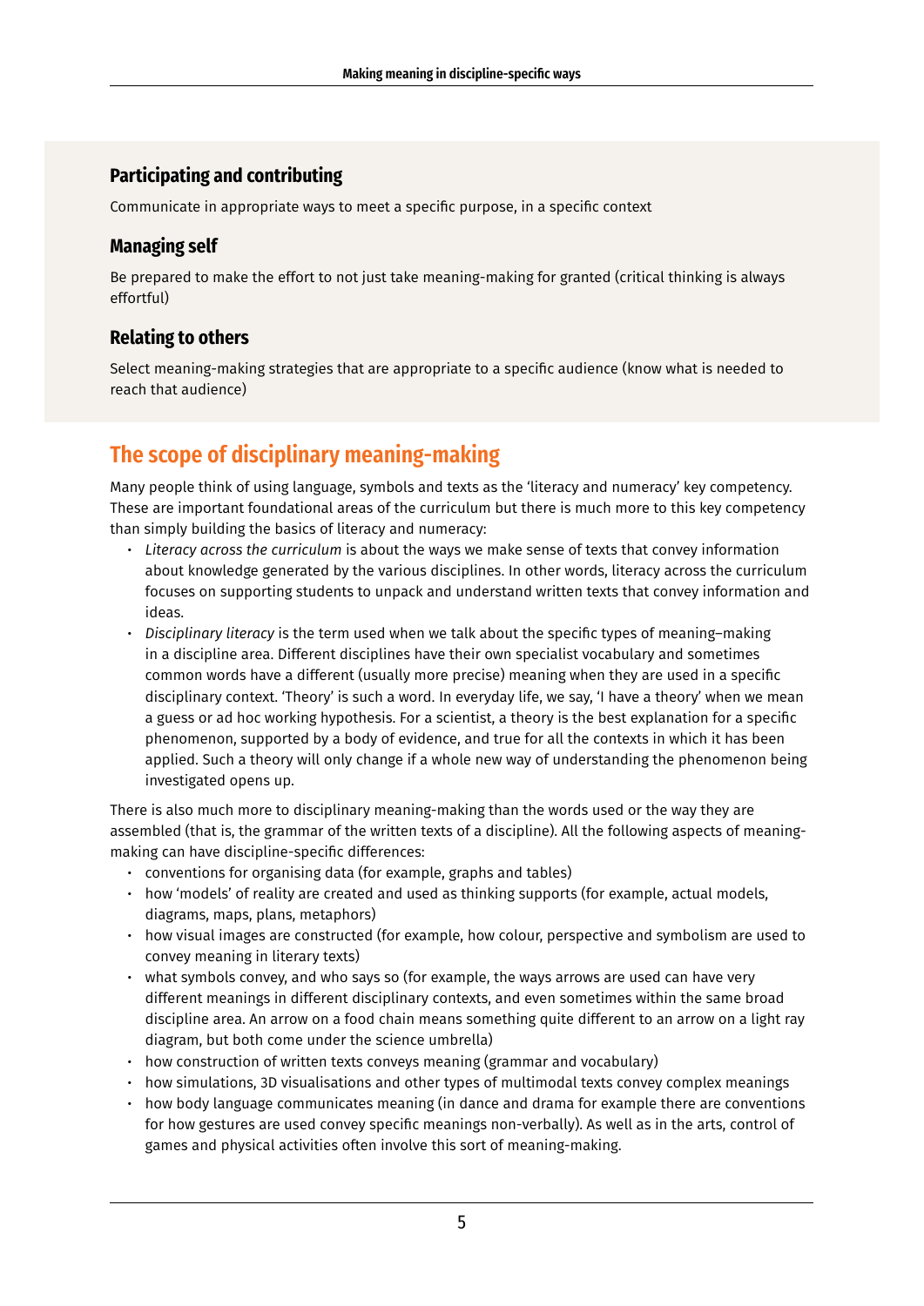### Participating and contributing

Communicate in appropriate ways to meet a specific purpose, in a specific context

### Managing self

Be prepared to make the effort to not just take meaning-making for granted (critical thinking is always effortful)

### Relating to others

Select meaning-making strategies that are appropriate to a specific audience (know what is needed to reach that audience)

## The scope of disciplinary meaning-making

Many people think of using language, symbols and texts as the 'literacy and numeracy' key competency. These are important foundational areas of the curriculum but there is much more to this key competency than simply building the basics of literacy and numeracy:

- *Literacy across the curriculum* is about the ways we make sense of texts that convey information about knowledge generated by the various disciplines. In other words, literacy across the curriculum focuses on supporting students to unpack and understand written texts that convey information and ideas.
- *Disciplinary literacy* is the term used when we talk about the specific types of meaning–making in a discipline area. Different disciplines have their own specialist vocabulary and sometimes common words have a different (usually more precise) meaning when they are used in a specific disciplinary context. 'Theory' is such a word. In everyday life, we say, 'I have a theory' when we mean a guess or ad hoc working hypothesis. For a scientist, a theory is the best explanation for a specific phenomenon, supported by a body of evidence, and true for all the contexts in which it has been applied. Such a theory will only change if a whole new way of understanding the phenomenon being investigated opens up.

There is also much more to disciplinary meaning-making than the words used or the way they are assembled (that is, the grammar of the written texts of a discipline). All the following aspects of meaning-making can have discipline-specific differences:

- conventions for organising data (for example, graphs and tables)
- how 'models' of reality are created and used as thinking supports (for example, actual models, diagrams, maps, plans, metaphors)
- how visual images are constructed (for example, how colour, perspective and symbolism are used to convey meaning in literary texts)
- what symbols convey, and who says so (for example, the ways arrows are used can have very different meanings in different disciplinary contexts, and even sometimes within the same broad discipline area. An arrow on a food chain means something quite different to an arrow on a light ray diagram, but both come under the science umbrella)
- how construction of written texts conveys meaning (grammar and vocabulary)
- how simulations, 3D visualisations and other types of multimodal texts convey complex meanings
- how body language communicates meaning (in dance and drama for example there are conventions for how gestures are used convey specific meanings non-verbally). As well as in the arts, control of games and physical activities often involve this sort of meaning-making.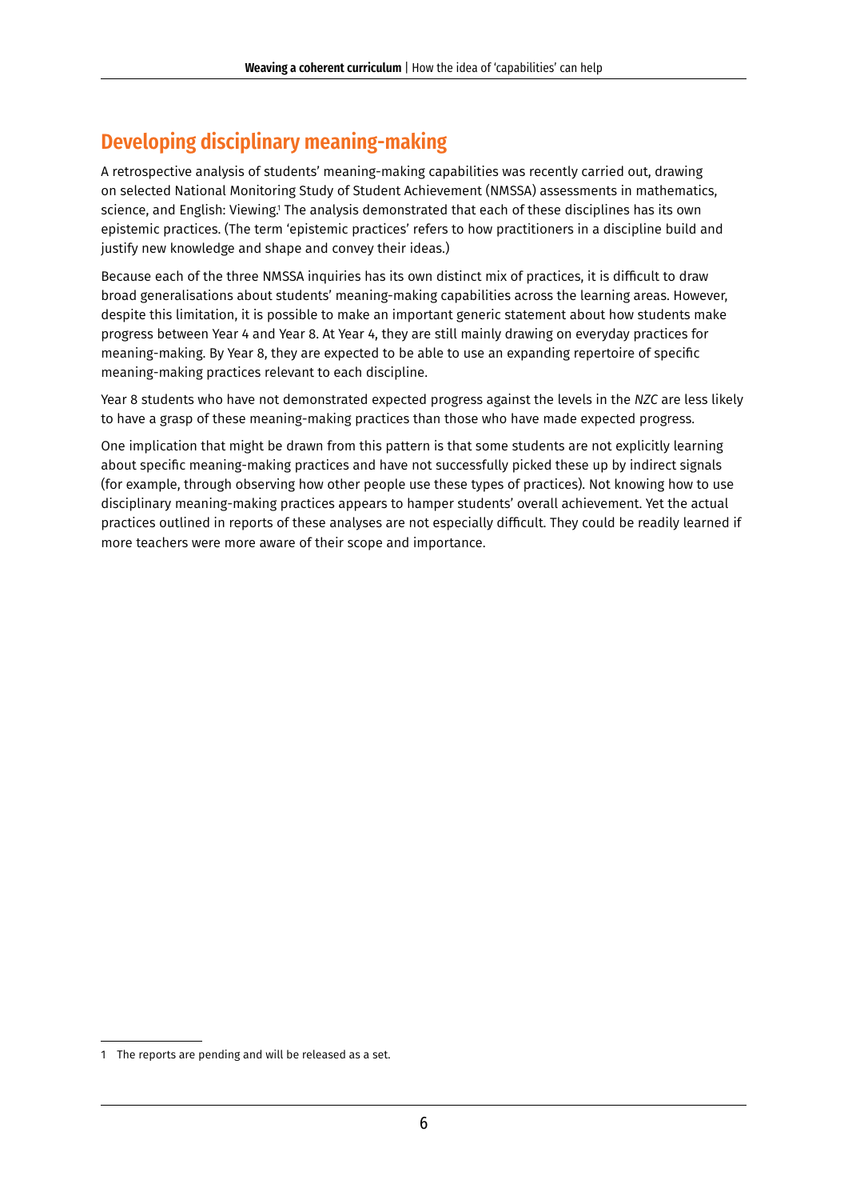## Developing disciplinary meaning-making

A retrospective analysis of students' meaning-making capabilities was recently carried out, drawing on selected National Monitoring Study of Student Achievement (NMSSA) assessments in mathematics, science, and English: Viewing.[1] The analysis demonstrated that each of these disciplines has its own epistemic practices. (The term 'epistemic practices' refers to how practitioners in a discipline build and justify new knowledge and shape and convey their ideas.)

Because each of the three NMSSA inquiries has its own distinct mix of practices, it is difficult to draw broad generalisations about students' meaning-making capabilities across the learning areas. However, despite this limitation, it is possible to make an important generic statement about how students make progress between Year 4 and Year 8. At Year 4, they are still mainly drawing on everyday practices for meaning-making. By Year 8, they are expected to be able to use an expanding repertoire of specific meaning-making practices relevant to each discipline.

Year 8 students who have not demonstrated expected progress against the levels in the *NZC* are less likely to have a grasp of these meaning-making practices than those who have made expected progress.

One implication that might be drawn from this pattern is that some students are not explicitly learning about specific meaning-making practices and have not successfully picked these up by indirect signals (for example, through observing how other people use these types of practices). Not knowing how to use disciplinary meaning-making practices appears to hamper students' overall achievement. Yet the actual practices outlined in reports of these analyses are not especially difficult. They could be readily learned if more teachers were more aware of their scope and importance.

---

[1] The reports are pending and will be released as a set.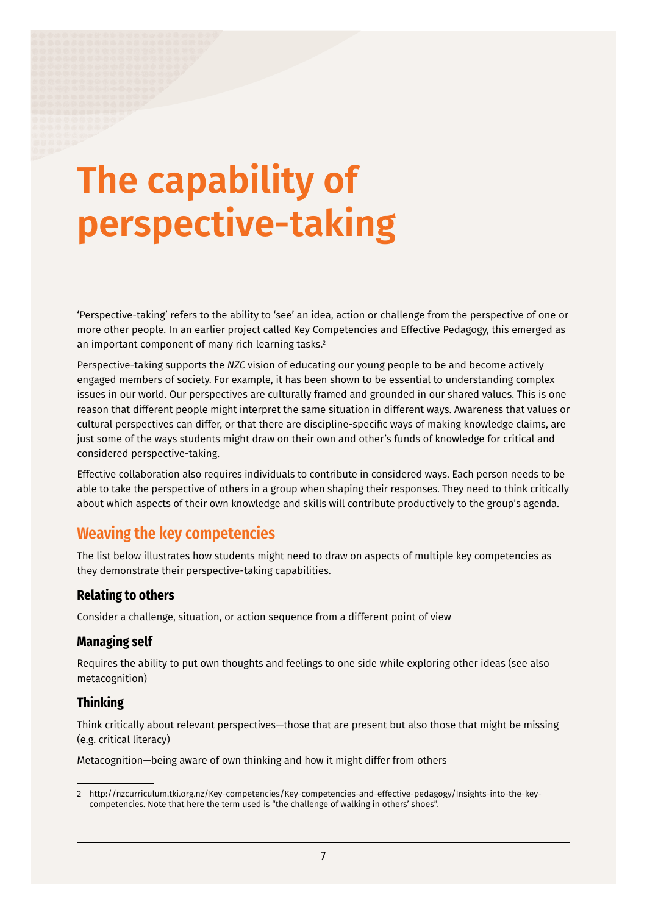# The capability of perspective-taking

'Perspective-taking' refers to the ability to 'see' an idea, action or challenge from the perspective of one or more other people. In an earlier project called Key Competencies and Effective Pedagogy, this emerged as an important component of many rich learning tasks.[2]

Perspective-taking supports the *NZC* vision of educating our young people to be and become actively engaged members of society. For example, it has been shown to be essential to understanding complex issues in our world. Our perspectives are culturally framed and grounded in our shared values. This is one reason that different people might interpret the same situation in different ways. Awareness that values or cultural perspectives can differ, or that there are discipline-specific ways of making knowledge claims, are just some of the ways students might draw on their own and other's funds of knowledge for critical and considered perspective-taking.

Effective collaboration also requires individuals to contribute in considered ways. Each person needs to be able to take the perspective of others in a group when shaping their responses. They need to think critically about which aspects of their own knowledge and skills will contribute productively to the group's agenda.

## Weaving the key competencies

The list below illustrates how students might need to draw on aspects of multiple key competencies as they demonstrate their perspective-taking capabilities.

### Relating to others

Consider a challenge, situation, or action sequence from a different point of view

### Managing self

Requires the ability to put own thoughts and feelings to one side while exploring other ideas (see also metacognition)

### Thinking

Think critically about relevant perspectives—those that are present but also those that might be missing (e.g. critical literacy)

Metacognition—being aware of own thinking and how it might differ from others

2 http://nzcurriculum.tki.org.nz/Key-competencies/Key-competencies-and-effective-pedagogy/Insights-into-the-key-competencies. Note that here the term used is "the challenge of walking in others' shoes".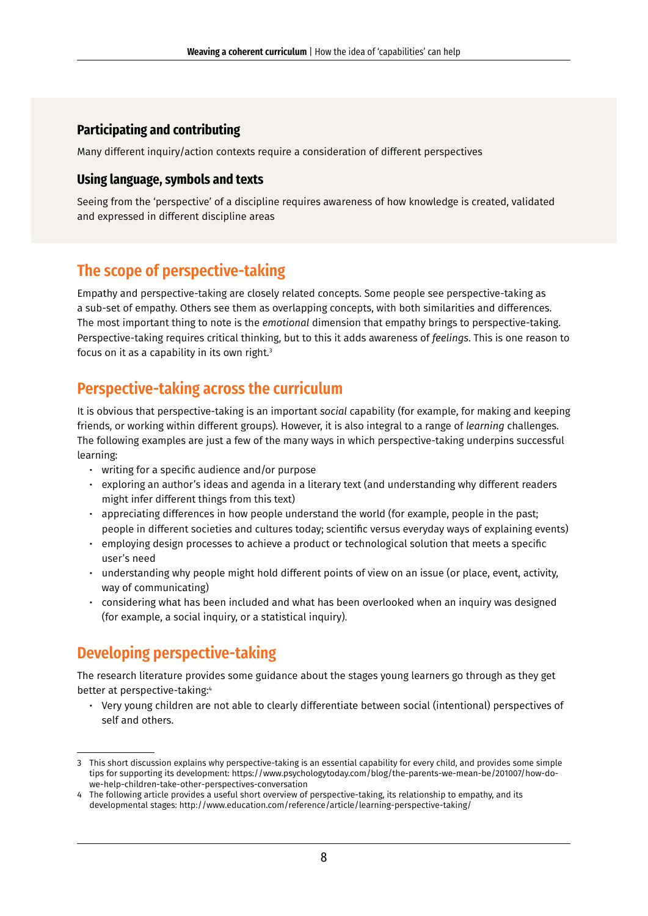### Participating and contributing

Many different inquiry/action contexts require a consideration of different perspectives

### Using language, symbols and texts

Seeing from the 'perspective' of a discipline requires awareness of how knowledge is created, validated and expressed in different discipline areas

## The scope of perspective-taking

Empathy and perspective-taking are closely related concepts. Some people see perspective-taking as a sub-set of empathy. Others see them as overlapping concepts, with both similarities and differences. The most important thing to note is the *emotional* dimension that empathy brings to perspective-taking. Perspective-taking requires critical thinking, but to this it adds awareness of *feelings*. This is one reason to focus on it as a capability in its own right.[3]

## Perspective-taking across the curriculum

It is obvious that perspective-taking is an important *social* capability (for example, for making and keeping friends, or working within different groups). However, it is also integral to a range of *learning* challenges. The following examples are just a few of the many ways in which perspective-taking underpins successful learning:

- writing for a specific audience and/or purpose
- exploring an author's ideas and agenda in a literary text (and understanding why different readers might infer different things from this text)
- appreciating differences in how people understand the world (for example, people in the past; people in different societies and cultures today; scientific versus everyday ways of explaining events)
- employing design processes to achieve a product or technological solution that meets a specific user's need
- understanding why people might hold different points of view on an issue (or place, event, activity, way of communicating)
- considering what has been included and what has been overlooked when an inquiry was designed (for example, a social inquiry, or a statistical inquiry).

## Developing perspective-taking

The research literature provides some guidance about the stages young learners go through as they get better at perspective-taking:[4]

- Very young children are not able to clearly differentiate between social (intentional) perspectives of self and others.

---

3 This short discussion explains why perspective-taking is an essential capability for every child, and provides some simple tips for supporting its development: https://www.psychologytoday.com/blog/the-parents-we-mean-be/201007/how-do-we-help-children-take-other-perspectives-conversation

4 The following article provides a useful short overview of perspective-taking, its relationship to empathy, and its developmental stages: http://www.education.com/reference/article/learning-perspective-taking/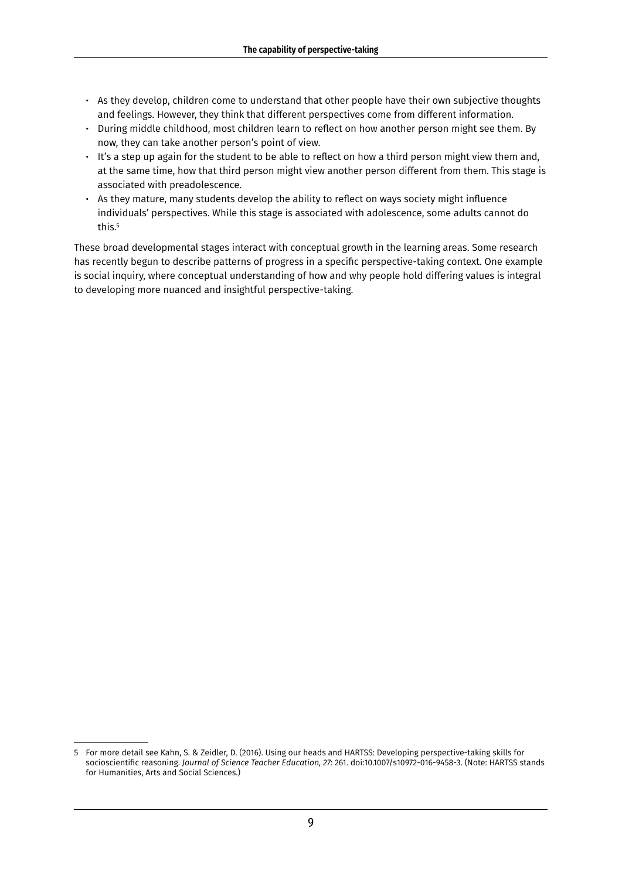- As they develop, children come to understand that other people have their own subjective thoughts and feelings. However, they think that different perspectives come from different information.
- During middle childhood, most children learn to reflect on how another person might see them. By now, they can take another person's point of view.
- It's a step up again for the student to be able to reflect on how a third person might view them and, at the same time, how that third person might view another person different from them. This stage is associated with preadolescence.
- As they mature, many students develop the ability to reflect on ways society might influence individuals' perspectives. While this stage is associated with adolescence, some adults cannot do this.[5]

These broad developmental stages interact with conceptual growth in the learning areas. Some research has recently begun to describe patterns of progress in a specific perspective-taking context. One example is social inquiry, where conceptual understanding of how and why people hold differing values is integral to developing more nuanced and insightful perspective-taking.

---

5 For more detail see Kahn, S. & Zeidler, D. (2016). Using our heads and HARTSS: Developing perspective-taking skills for socioscientific reasoning. *Journal of Science Teacher Education, 27*: 261. doi:10.1007/s10972-016-9458-3. (Note: HARTSS stands for Humanities, Arts and Social Sciences.)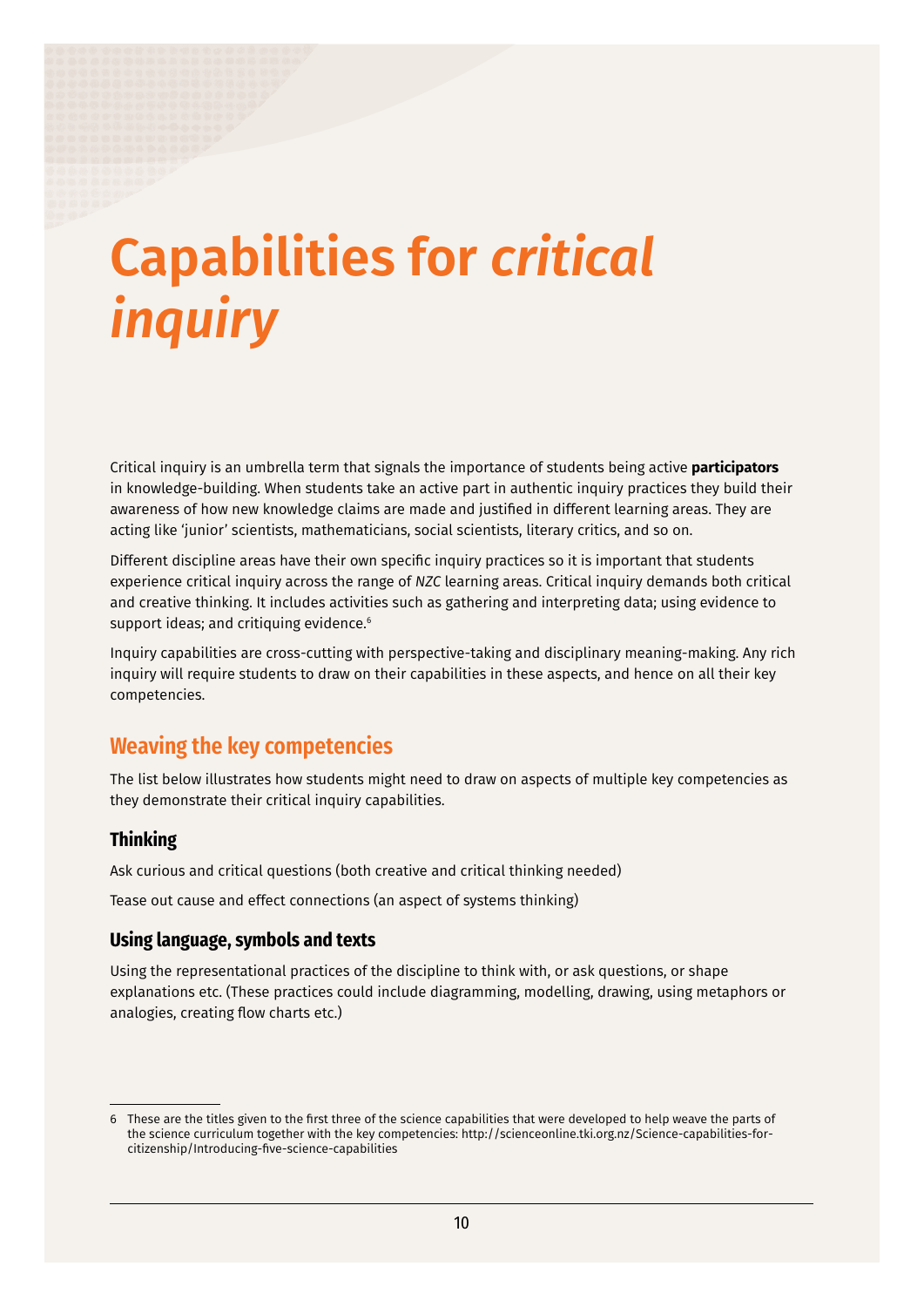# Capabilities for *critical inquiry*

Critical inquiry is an umbrella term that signals the importance of students being active **participators** in knowledge-building. When students take an active part in authentic inquiry practices they build their awareness of how new knowledge claims are made and justified in different learning areas. They are acting like 'junior' scientists, mathematicians, social scientists, literary critics, and so on.

Different discipline areas have their own specific inquiry practices so it is important that students experience critical inquiry across the range of *NZC* learning areas. Critical inquiry demands both critical and creative thinking. It includes activities such as gathering and interpreting data; using evidence to support ideas; and critiquing evidence.[6]

Inquiry capabilities are cross-cutting with perspective-taking and disciplinary meaning-making. Any rich inquiry will require students to draw on their capabilities in these aspects, and hence on all their key competencies.

## Weaving the key competencies

The list below illustrates how students might need to draw on aspects of multiple key competencies as they demonstrate their critical inquiry capabilities.

### Thinking

Ask curious and critical questions (both creative and critical thinking needed)

Tease out cause and effect connections (an aspect of systems thinking)

### Using language, symbols and texts

Using the representational practices of the discipline to think with, or ask questions, or shape explanations etc. (These practices could include diagramming, modelling, drawing, using metaphors or analogies, creating flow charts etc.)

---

6 These are the titles given to the first three of the science capabilities that were developed to help weave the parts of the science curriculum together with the key competencies: http://scienceonline.tki.org.nz/Science-capabilities-for-citizenship/Introducing-five-science-capabilities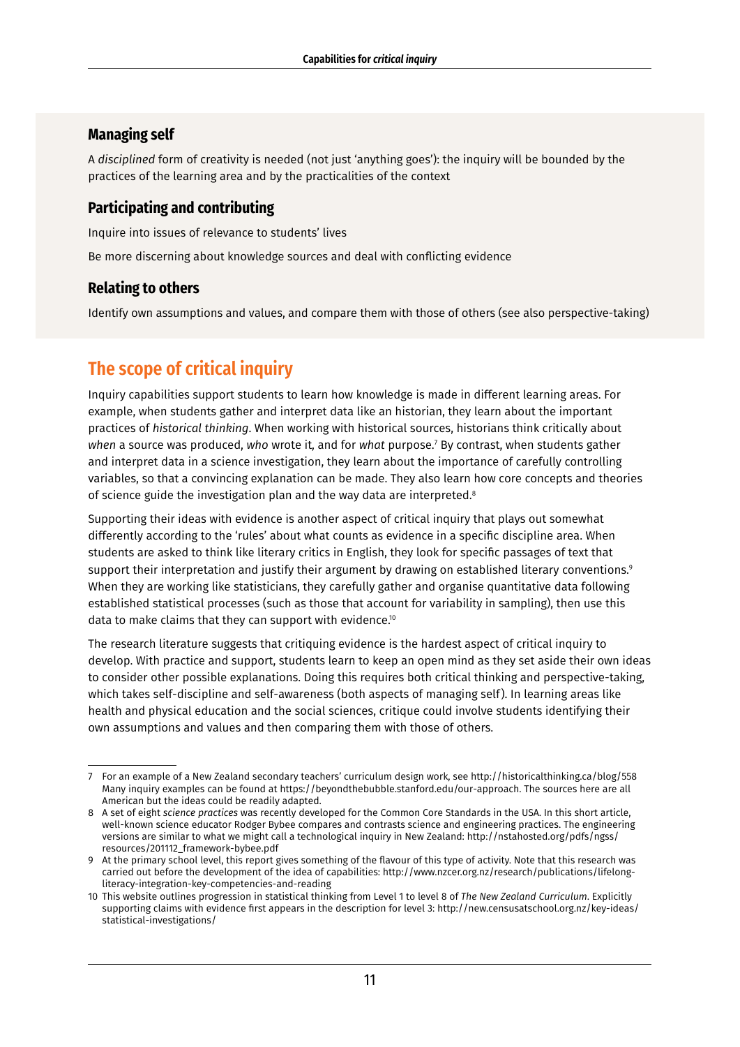### Managing self

A *disciplined* form of creativity is needed (not just 'anything goes'): the inquiry will be bounded by the practices of the learning area and by the practicalities of the context

### Participating and contributing

Inquire into issues of relevance to students' lives

Be more discerning about knowledge sources and deal with conflicting evidence

### Relating to others

Identify own assumptions and values, and compare them with those of others (see also perspective-taking)

## The scope of critical inquiry

Inquiry capabilities support students to learn how knowledge is made in different learning areas. For example, when students gather and interpret data like an historian, they learn about the important practices of *historical thinking*. When working with historical sources, historians think critically about *when* a source was produced, *who* wrote it, and for *what* purpose.[7] By contrast, when students gather and interpret data in a science investigation, they learn about the importance of carefully controlling variables, so that a convincing explanation can be made. They also learn how core concepts and theories of science guide the investigation plan and the way data are interpreted.[8]

Supporting their ideas with evidence is another aspect of critical inquiry that plays out somewhat differently according to the 'rules' about what counts as evidence in a specific discipline area. When students are asked to think like literary critics in English, they look for specific passages of text that support their interpretation and justify their argument by drawing on established literary conventions.[9] When they are working like statisticians, they carefully gather and organise quantitative data following established statistical processes (such as those that account for variability in sampling), then use this data to make claims that they can support with evidence.[10]

The research literature suggests that critiquing evidence is the hardest aspect of critical inquiry to develop. With practice and support, students learn to keep an open mind as they set aside their own ideas to consider other possible explanations. Doing this requires both critical thinking and perspective-taking, which takes self-discipline and self-awareness (both aspects of managing self). In learning areas like health and physical education and the social sciences, critique could involve students identifying their own assumptions and values and then comparing them with those of others.

---

7 For an example of a New Zealand secondary teachers' curriculum design work, see http://historicalthinking.ca/blog/558 Many inquiry examples can be found at https://beyondthebubble.stanford.edu/our-approach. The sources here are all American but the ideas could be readily adapted.

8 A set of eight *science practices* was recently developed for the Common Core Standards in the USA. In this short article, well-known science educator Rodger Bybee compares and contrasts science and engineering practices. The engineering versions are similar to what we might call a technological inquiry in New Zealand: http://nstahosted.org/pdfs/ngss/resources/201112_framework-bybee.pdf

9 At the primary school level, this report gives something of the flavour of this type of activity. Note that this research was carried out before the development of the idea of capabilities: http://www.nzcer.org.nz/research/publications/lifelong-literacy-integration-key-competencies-and-reading

10 This website outlines progression in statistical thinking from Level 1 to level 8 of *The New Zealand Curriculum*. Explicitly supporting claims with evidence first appears in the description for level 3: http://new.censusatschool.org.nz/key-ideas/statistical-investigations/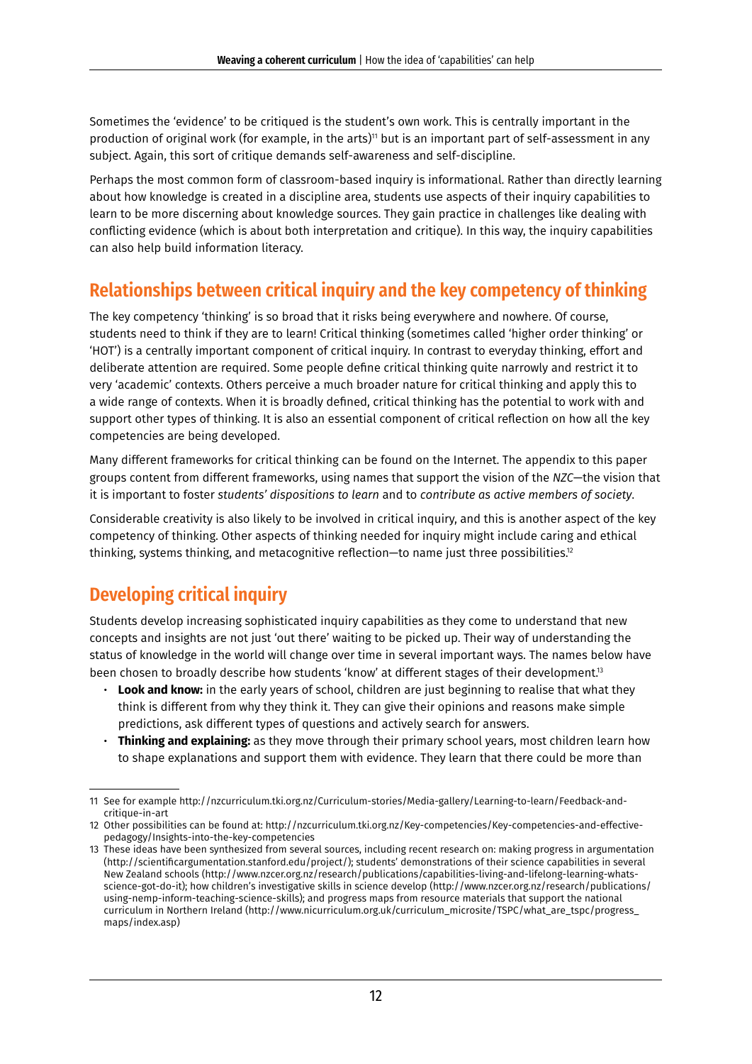Sometimes the 'evidence' to be critiqued is the student's own work. This is centrally important in the production of original work (for example, in the arts)[11] but is an important part of self-assessment in any subject. Again, this sort of critique demands self-awareness and self-discipline.

Perhaps the most common form of classroom-based inquiry is informational. Rather than directly learning about how knowledge is created in a discipline area, students use aspects of their inquiry capabilities to learn to be more discerning about knowledge sources. They gain practice in challenges like dealing with conflicting evidence (which is about both interpretation and critique). In this way, the inquiry capabilities can also help build information literacy.

## Relationships between critical inquiry and the key competency of thinking

The key competency 'thinking' is so broad that it risks being everywhere and nowhere. Of course, students need to think if they are to learn! Critical thinking (sometimes called 'higher order thinking' or 'HOT') is a centrally important component of critical inquiry. In contrast to everyday thinking, effort and deliberate attention are required. Some people define critical thinking quite narrowly and restrict it to very 'academic' contexts. Others perceive a much broader nature for critical thinking and apply this to a wide range of contexts. When it is broadly defined, critical thinking has the potential to work with and support other types of thinking. It is also an essential component of critical reflection on how all the key competencies are being developed.

Many different frameworks for critical thinking can be found on the Internet. The appendix to this paper groups content from different frameworks, using names that support the vision of the *NZC*—the vision that it is important to foster *students' dispositions to learn* and to *contribute as active members of society*.

Considerable creativity is also likely to be involved in critical inquiry, and this is another aspect of the key competency of thinking. Other aspects of thinking needed for inquiry might include caring and ethical thinking, systems thinking, and metacognitive reflection—to name just three possibilities.[12]

## Developing critical inquiry

Students develop increasing sophisticated inquiry capabilities as they come to understand that new concepts and insights are not just 'out there' waiting to be picked up. Their way of understanding the status of knowledge in the world will change over time in several important ways. The names below have been chosen to broadly describe how students 'know' at different stages of their development.[13]

- **Look and know:** in the early years of school, children are just beginning to realise that what they think is different from why they think it. They can give their opinions and reasons make simple predictions, ask different types of questions and actively search for answers.
- **Thinking and explaining:** as they move through their primary school years, most children learn how to shape explanations and support them with evidence. They learn that there could be more than

---

11 See for example http://nzcurriculum.tki.org.nz/Curriculum-stories/Media-gallery/Learning-to-learn/Feedback-and-critique-in-art

12 Other possibilities can be found at: http://nzcurriculum.tki.org.nz/Key-competencies/Key-competencies-and-effective-pedagogy/Insights-into-the-key-competencies

13 These ideas have been synthesized from several sources, including recent research on: making progress in argumentation (http://scientificargumentation.stanford.edu/project/); students' demonstrations of their science capabilities in several New Zealand schools (http://www.nzcer.org.nz/research/publications/capabilities-living-and-lifelong-learning-whats-science-got-do-it); how children's investigative skills in science develop (http://www.nzcer.org.nz/research/publications/using-nemp-inform-teaching-science-skills); and progress maps from resource materials that support the national curriculum in Northern Ireland (http://www.nicurriculum.org.uk/curriculum_microsite/TSPC/what_are_tspc/progress_maps/index.asp)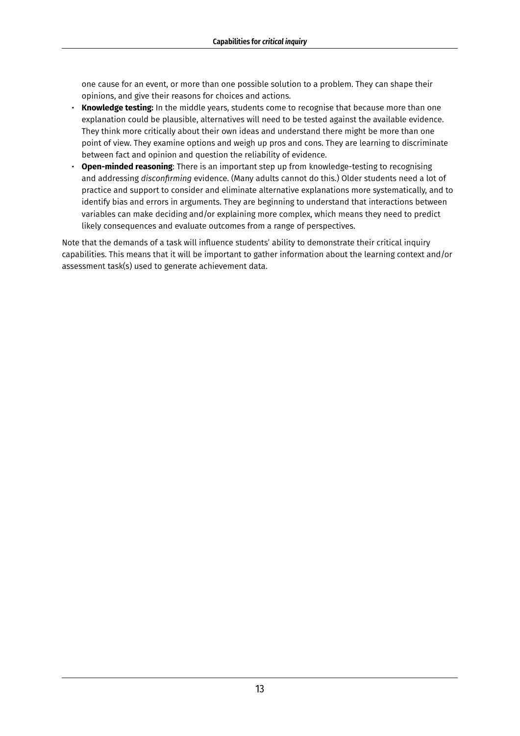one cause for an event, or more than one possible solution to a problem. They can shape their opinions, and give their reasons for choices and actions.

- **Knowledge testing:** In the middle years, students come to recognise that because more than one explanation could be plausible, alternatives will need to be tested against the available evidence. They think more critically about their own ideas and understand there might be more than one point of view. They examine options and weigh up pros and cons. They are learning to discriminate between fact and opinion and question the reliability of evidence.
- **Open-minded reasoning**: There is an important step up from knowledge-testing to recognising and addressing *disconfirming* evidence. (Many adults cannot do this.) Older students need a lot of practice and support to consider and eliminate alternative explanations more systematically, and to identify bias and errors in arguments. They are beginning to understand that interactions between variables can make deciding and/or explaining more complex, which means they need to predict likely consequences and evaluate outcomes from a range of perspectives.

Note that the demands of a task will influence students' ability to demonstrate their critical inquiry capabilities. This means that it will be important to gather information about the learning context and/or assessment task(s) used to generate achievement data.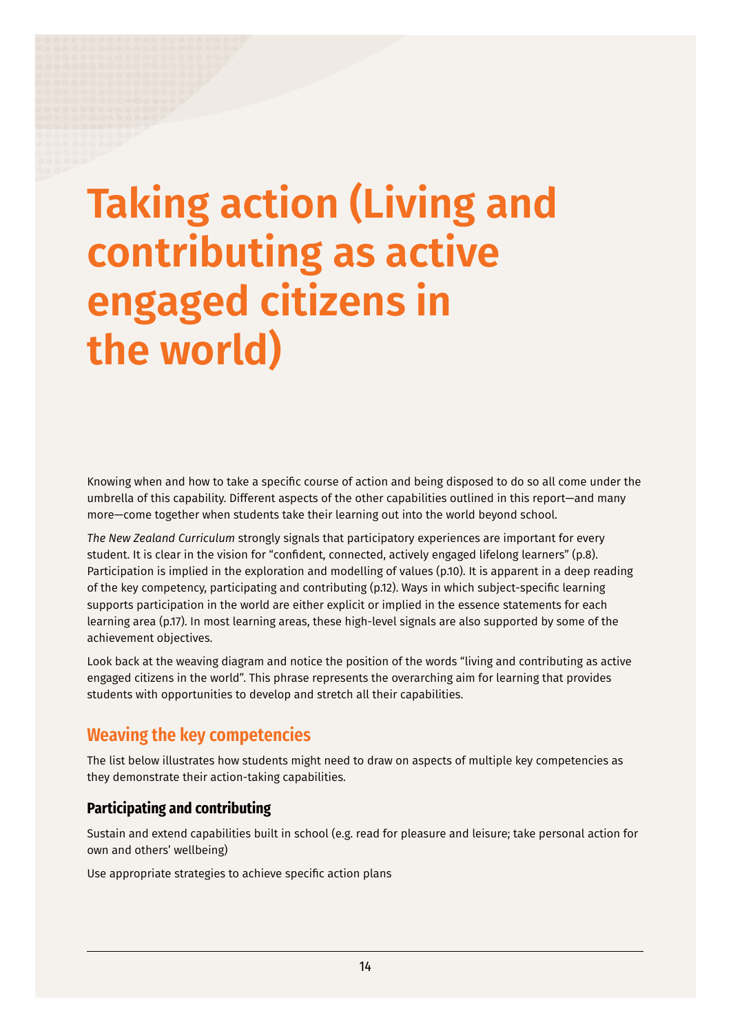# Taking action (Living and contributing as active engaged citizens in the world)

Knowing when and how to take a specific course of action and being disposed to do so all come under the umbrella of this capability. Different aspects of the other capabilities outlined in this report—and many more—come together when students take their learning out into the world beyond school.

*The New Zealand Curriculum* strongly signals that participatory experiences are important for every student. It is clear in the vision for "confident, connected, actively engaged lifelong learners" (p.8). Participation is implied in the exploration and modelling of values (p.10). It is apparent in a deep reading of the key competency, participating and contributing (p.12). Ways in which subject-specific learning supports participation in the world are either explicit or implied in the essence statements for each learning area (p.17). In most learning areas, these high-level signals are also supported by some of the achievement objectives.

Look back at the weaving diagram and notice the position of the words "living and contributing as active engaged citizens in the world". This phrase represents the overarching aim for learning that provides students with opportunities to develop and stretch all their capabilities.

## Weaving the key competencies

The list below illustrates how students might need to draw on aspects of multiple key competencies as they demonstrate their action-taking capabilities.

### Participating and contributing

Sustain and extend capabilities built in school (e.g. read for pleasure and leisure; take personal action for own and others' wellbeing)

Use appropriate strategies to achieve specific action plans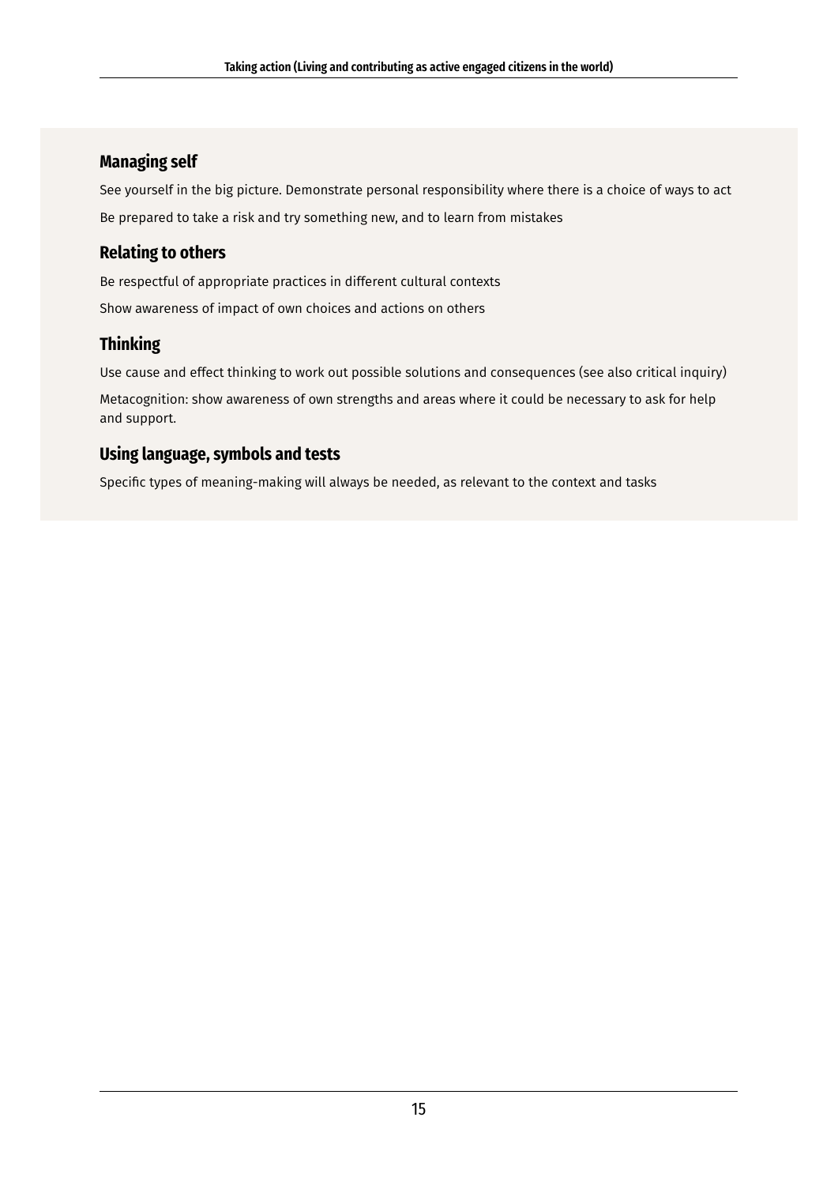### Managing self

See yourself in the big picture. Demonstrate personal responsibility where there is a choice of ways to act

Be prepared to take a risk and try something new, and to learn from mistakes

### Relating to others

Be respectful of appropriate practices in different cultural contexts

Show awareness of impact of own choices and actions on others

### Thinking

Use cause and effect thinking to work out possible solutions and consequences (see also critical inquiry)

Metacognition: show awareness of own strengths and areas where it could be necessary to ask for help and support.

### Using language, symbols and tests

Specific types of meaning-making will always be needed, as relevant to the context and tasks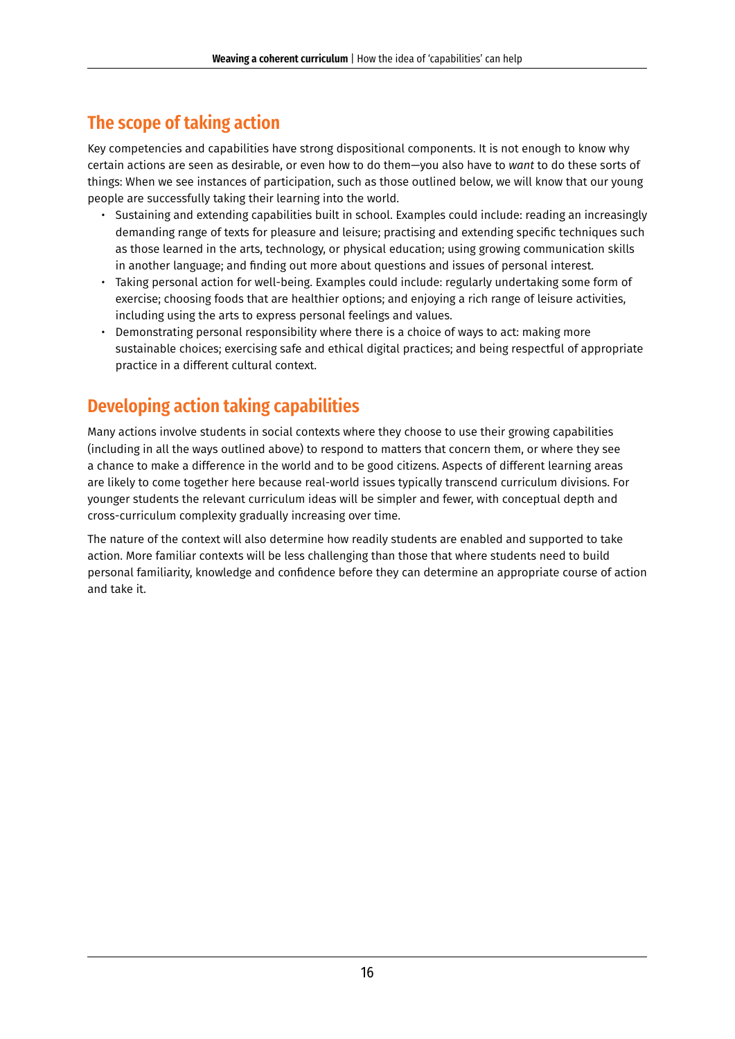## The scope of taking action

Key competencies and capabilities have strong dispositional components. It is not enough to know why certain actions are seen as desirable, or even how to do them—you also have to *want* to do these sorts of things: When we see instances of participation, such as those outlined below, we will know that our young people are successfully taking their learning into the world.

- Sustaining and extending capabilities built in school. Examples could include: reading an increasingly demanding range of texts for pleasure and leisure; practising and extending specific techniques such as those learned in the arts, technology, or physical education; using growing communication skills in another language; and finding out more about questions and issues of personal interest.
- Taking personal action for well-being. Examples could include: regularly undertaking some form of exercise; choosing foods that are healthier options; and enjoying a rich range of leisure activities, including using the arts to express personal feelings and values.
- Demonstrating personal responsibility where there is a choice of ways to act: making more sustainable choices; exercising safe and ethical digital practices; and being respectful of appropriate practice in a different cultural context.

## Developing action taking capabilities

Many actions involve students in social contexts where they choose to use their growing capabilities (including in all the ways outlined above) to respond to matters that concern them, or where they see a chance to make a difference in the world and to be good citizens. Aspects of different learning areas are likely to come together here because real-world issues typically transcend curriculum divisions. For younger students the relevant curriculum ideas will be simpler and fewer, with conceptual depth and cross-curriculum complexity gradually increasing over time.

The nature of the context will also determine how readily students are enabled and supported to take action. More familiar contexts will be less challenging than those where students need to build personal familiarity, knowledge and confidence before they can determine an appropriate course of action and take it.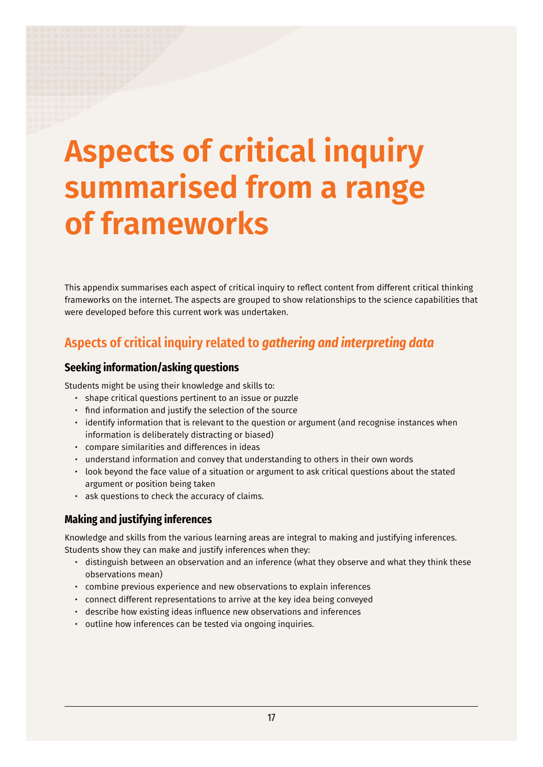# Aspects of critical inquiry summarised from a range of frameworks

This appendix summarises each aspect of critical inquiry to reflect content from different critical thinking frameworks on the internet. The aspects are grouped to show relationships to the science capabilities that were developed before this current work was undertaken.

## Aspects of critical inquiry related to *gathering and interpreting data*

### Seeking information/asking questions

Students might be using their knowledge and skills to:

- shape critical questions pertinent to an issue or puzzle
- find information and justify the selection of the source
- identify information that is relevant to the question or argument (and recognise instances when information is deliberately distracting or biased)
- compare similarities and differences in ideas
- understand information and convey that understanding to others in their own words
- look beyond the face value of a situation or argument to ask critical questions about the stated argument or position being taken
- ask questions to check the accuracy of claims.

### Making and justifying inferences

Knowledge and skills from the various learning areas are integral to making and justifying inferences. Students show they can make and justify inferences when they:

- distinguish between an observation and an inference (what they observe and what they think these observations mean)
- combine previous experience and new observations to explain inferences
- connect different representations to arrive at the key idea being conveyed
- describe how existing ideas influence new observations and inferences
- outline how inferences can be tested via ongoing inquiries.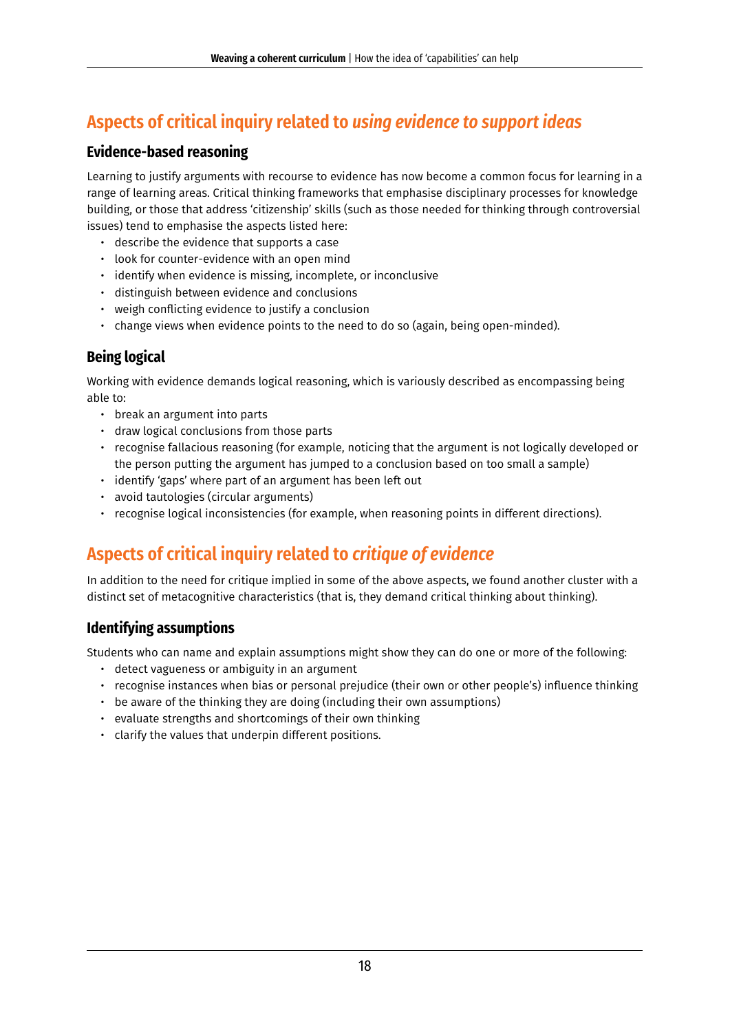## Aspects of critical inquiry related to *using evidence to support ideas*

### Evidence-based reasoning

Learning to justify arguments with recourse to evidence has now become a common focus for learning in a range of learning areas. Critical thinking frameworks that emphasise disciplinary processes for knowledge building, or those that address 'citizenship' skills (such as those needed for thinking through controversial issues) tend to emphasise the aspects listed here:

- describe the evidence that supports a case
- look for counter-evidence with an open mind
- identify when evidence is missing, incomplete, or inconclusive
- distinguish between evidence and conclusions
- weigh conflicting evidence to justify a conclusion
- change views when evidence points to the need to do so (again, being open-minded).

### Being logical

Working with evidence demands logical reasoning, which is variously described as encompassing being able to:

- break an argument into parts
- draw logical conclusions from those parts
- recognise fallacious reasoning (for example, noticing that the argument is not logically developed or the person putting the argument has jumped to a conclusion based on too small a sample)
- identify 'gaps' where part of an argument has been left out
- avoid tautologies (circular arguments)
- recognise logical inconsistencies (for example, when reasoning points in different directions).

## Aspects of critical inquiry related to *critique of evidence*

In addition to the need for critique implied in some of the above aspects, we found another cluster with a distinct set of metacognitive characteristics (that is, they demand critical thinking about thinking).

### Identifying assumptions

Students who can name and explain assumptions might show they can do one or more of the following:

- detect vagueness or ambiguity in an argument
- recognise instances when bias or personal prejudice (their own or other people's) influence thinking
- be aware of the thinking they are doing (including their own assumptions)
- evaluate strengths and shortcomings of their own thinking
- clarify the values that underpin different positions.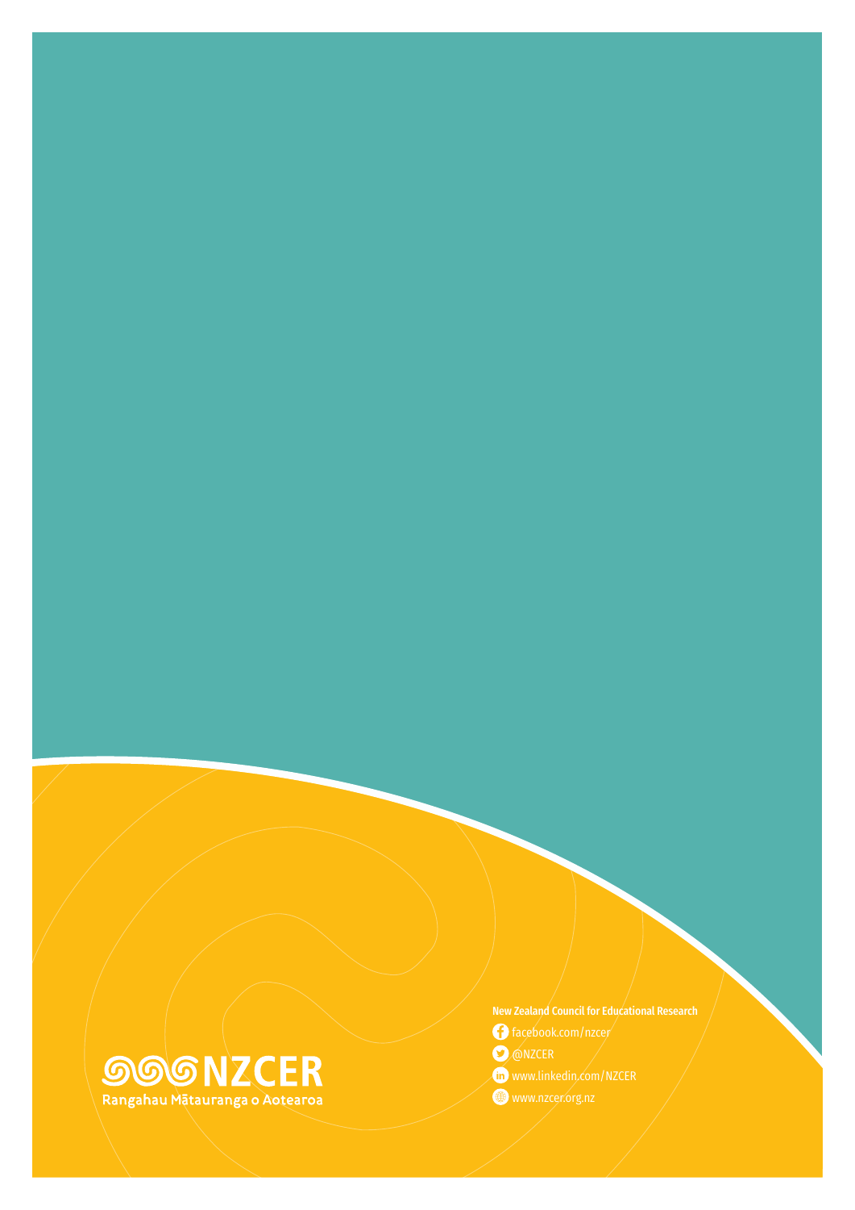NZCER

Rangahau Mātauranga o Aotearoa

**New Zealand Council for Educational Research**

facebook.com/nzcer

@NZCER

www.linkedin.com/NZCER

www.nzcer.org.nz